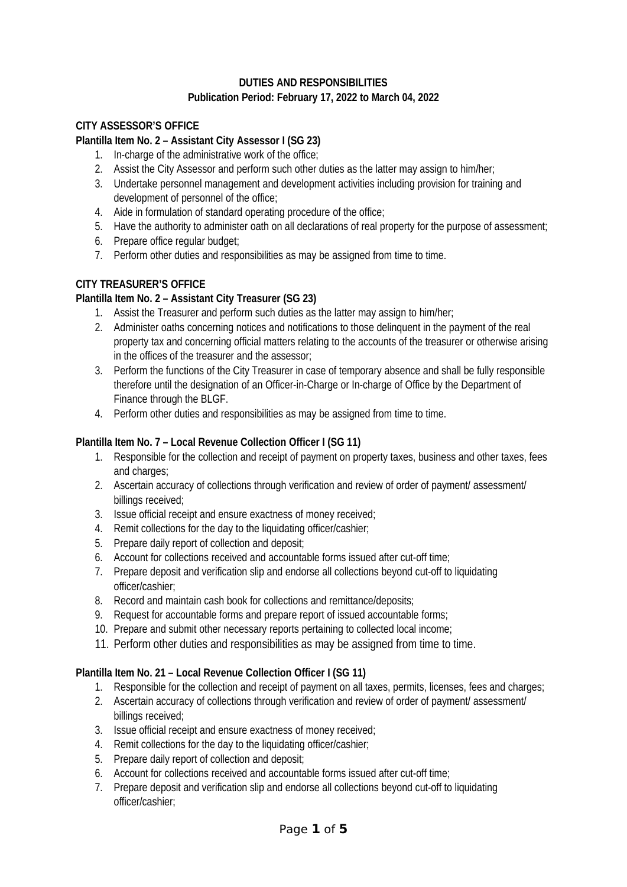**DUTIES AND RESPONSIBILITIES**
**Publication Period: February 17, 2022 to March 04, 2022**

**CITY ASSESSOR'S OFFICE**

**Plantilla Item No. 2 – Assistant City Assessor I (SG 23)**

1. In-charge of the administrative work of the office;
2. Assist the City Assessor and perform such other duties as the latter may assign to him/her;
3. Undertake personnel management and development activities including provision for training and development of personnel of the office;
4. Aide in formulation of standard operating procedure of the office;
5. Have the authority to administer oath on all declarations of real property for the purpose of assessment;
6. Prepare office regular budget;
7. Perform other duties and responsibilities as may be assigned from time to time.

**CITY TREASURER'S OFFICE**

**Plantilla Item No. 2 – Assistant City Treasurer (SG 23)**

1. Assist the Treasurer and perform such duties as the latter may assign to him/her;
2. Administer oaths concerning notices and notifications to those delinquent in the payment of the real property tax and concerning official matters relating to the accounts of the treasurer or otherwise arising in the offices of the treasurer and the assessor;
3. Perform the functions of the City Treasurer in case of temporary absence and shall be fully responsible therefore until the designation of an Officer-in-Charge or In-charge of Office by the Department of Finance through the BLGF.
4. Perform other duties and responsibilities as may be assigned from time to time.

**Plantilla Item No. 7 – Local Revenue Collection Officer I (SG 11)**

1. Responsible for the collection and receipt of payment on property taxes, business and other taxes, fees and charges;
2. Ascertain accuracy of collections through verification and review of order of payment/ assessment/ billings received;
3. Issue official receipt and ensure exactness of money received;
4. Remit collections for the day to the liquidating officer/cashier;
5. Prepare daily report of collection and deposit;
6. Account for collections received and accountable forms issued after cut-off time;
7. Prepare deposit and verification slip and endorse all collections beyond cut-off to liquidating officer/cashier;
8. Record and maintain cash book for collections and remittance/deposits;
9. Request for accountable forms and prepare report of issued accountable forms;
10. Prepare and submit other necessary reports pertaining to collected local income;
11. Perform other duties and responsibilities as may be assigned from time to time.

**Plantilla Item No. 21 – Local Revenue Collection Officer I (SG 11)**

1. Responsible for the collection and receipt of payment on all taxes, permits, licenses, fees and charges;
2. Ascertain accuracy of collections through verification and review of order of payment/ assessment/ billings received;
3. Issue official receipt and ensure exactness of money received;
4. Remit collections for the day to the liquidating officer/cashier;
5. Prepare daily report of collection and deposit;
6. Account for collections received and accountable forms issued after cut-off time;
7. Prepare deposit and verification slip and endorse all collections beyond cut-off to liquidating officer/cashier;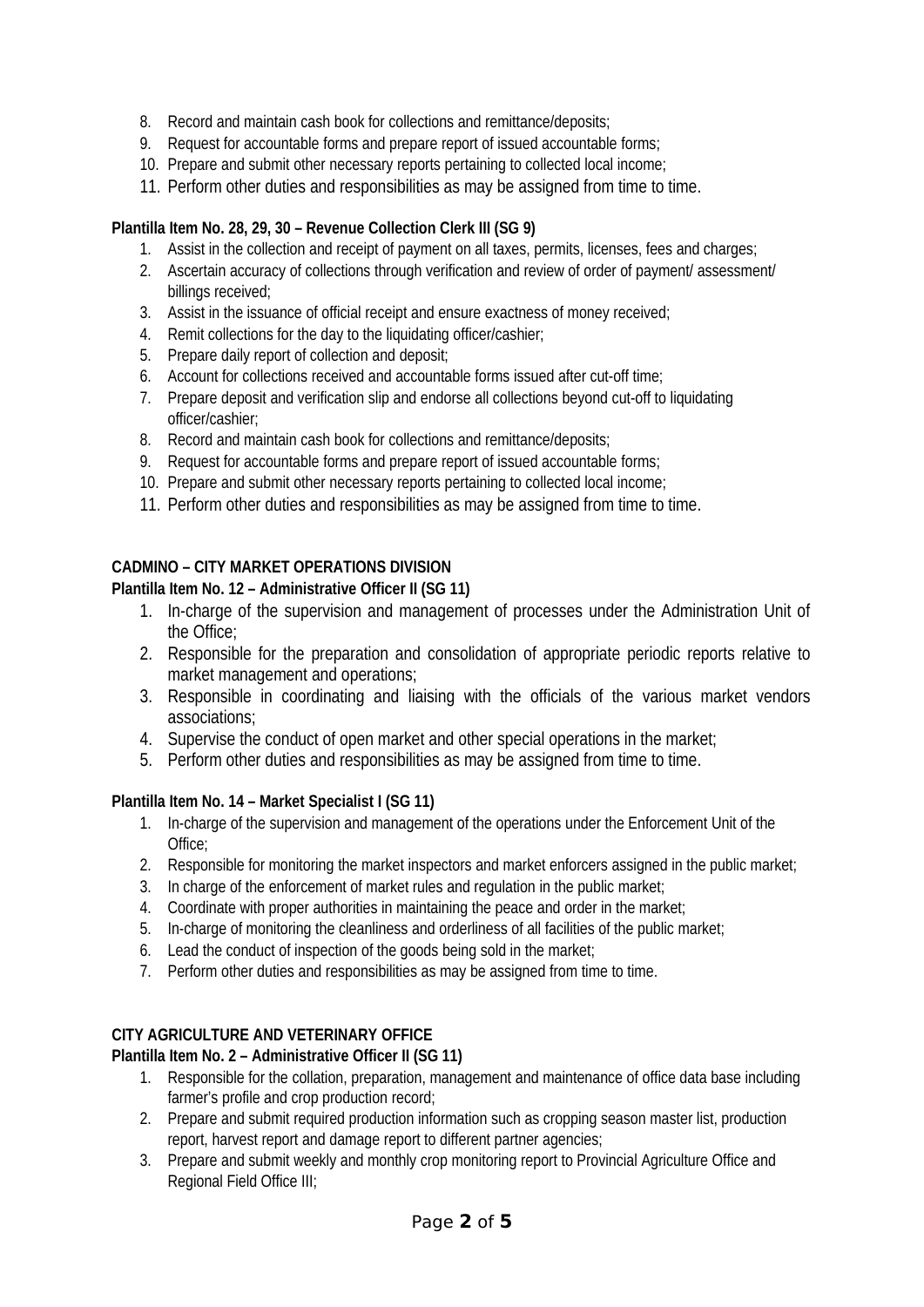8. Record and maintain cash book for collections and remittance/deposits;
9. Request for accountable forms and prepare report of issued accountable forms;
10. Prepare and submit other necessary reports pertaining to collected local income;
11. Perform other duties and responsibilities as may be assigned from time to time.

**Plantilla Item No. 28, 29, 30 – Revenue Collection Clerk III (SG 9)**

1. Assist in the collection and receipt of payment on all taxes, permits, licenses, fees and charges;
2. Ascertain accuracy of collections through verification and review of order of payment/ assessment/ billings received;
3. Assist in the issuance of official receipt and ensure exactness of money received;
4. Remit collections for the day to the liquidating officer/cashier;
5. Prepare daily report of collection and deposit;
6. Account for collections received and accountable forms issued after cut-off time;
7. Prepare deposit and verification slip and endorse all collections beyond cut-off to liquidating officer/cashier;
8. Record and maintain cash book for collections and remittance/deposits;
9. Request for accountable forms and prepare report of issued accountable forms;
10. Prepare and submit other necessary reports pertaining to collected local income;
11. Perform other duties and responsibilities as may be assigned from time to time.

**CADMINO – CITY MARKET OPERATIONS DIVISION**

**Plantilla Item No. 12 – Administrative Officer II (SG 11)**

1. In-charge of the supervision and management of processes under the Administration Unit of the Office;
2. Responsible for the preparation and consolidation of appropriate periodic reports relative to market management and operations;
3. Responsible in coordinating and liaising with the officials of the various market vendors associations;
4. Supervise the conduct of open market and other special operations in the market;
5. Perform other duties and responsibilities as may be assigned from time to time.

**Plantilla Item No. 14 – Market Specialist I (SG 11)**

1. In-charge of the supervision and management of the operations under the Enforcement Unit of the Office;
2. Responsible for monitoring the market inspectors and market enforcers assigned in the public market;
3. In charge of the enforcement of market rules and regulation in the public market;
4. Coordinate with proper authorities in maintaining the peace and order in the market;
5. In-charge of monitoring the cleanliness and orderliness of all facilities of the public market;
6. Lead the conduct of inspection of the goods being sold in the market;
7. Perform other duties and responsibilities as may be assigned from time to time.

**CITY AGRICULTURE AND VETERINARY OFFICE**

**Plantilla Item No. 2 – Administrative Officer II (SG 11)**

1. Responsible for the collation, preparation, management and maintenance of office data base including farmer's profile and crop production record;
2. Prepare and submit required production information such as cropping season master list, production report, harvest report and damage report to different partner agencies;
3. Prepare and submit weekly and monthly crop monitoring report to Provincial Agriculture Office and Regional Field Office III;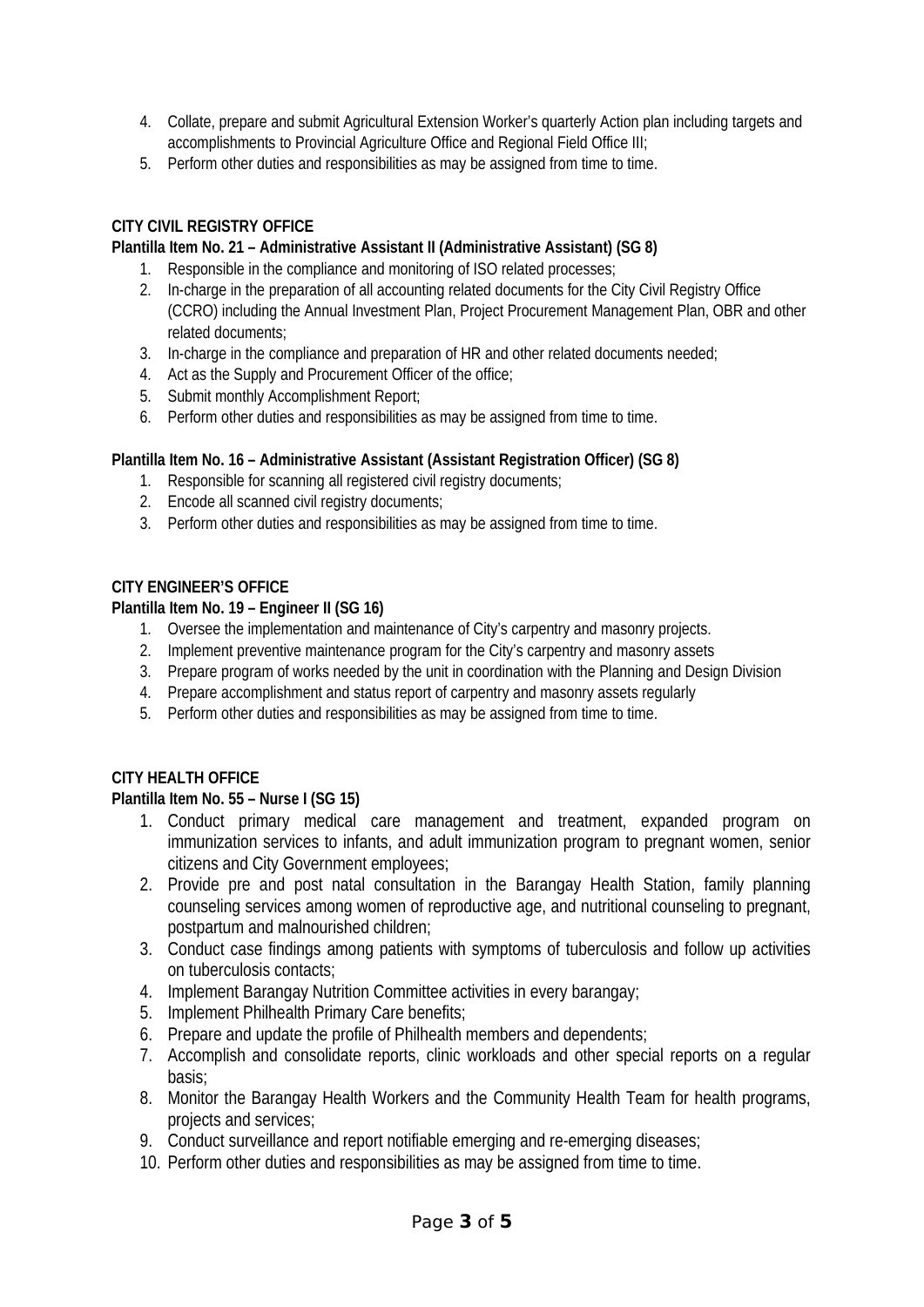4. Collate, prepare and submit Agricultural Extension Worker's quarterly Action plan including targets and accomplishments to Provincial Agriculture Office and Regional Field Office III;
5. Perform other duties and responsibilities as may be assigned from time to time.

**CITY CIVIL REGISTRY OFFICE**

**Plantilla Item No. 21 – Administrative Assistant II (Administrative Assistant) (SG 8)**

1. Responsible in the compliance and monitoring of ISO related processes;
2. In-charge in the preparation of all accounting related documents for the City Civil Registry Office (CCRO) including the Annual Investment Plan, Project Procurement Management Plan, OBR and other related documents;
3. In-charge in the compliance and preparation of HR and other related documents needed;
4. Act as the Supply and Procurement Officer of the office;
5. Submit monthly Accomplishment Report;
6. Perform other duties and responsibilities as may be assigned from time to time.

**Plantilla Item No. 16 – Administrative Assistant (Assistant Registration Officer) (SG 8)**

1. Responsible for scanning all registered civil registry documents;
2. Encode all scanned civil registry documents;
3. Perform other duties and responsibilities as may be assigned from time to time.

**CITY ENGINEER'S OFFICE**

**Plantilla Item No. 19 – Engineer II (SG 16)**

1. Oversee the implementation and maintenance of City's carpentry and masonry projects.
2. Implement preventive maintenance program for the City's carpentry and masonry assets
3. Prepare program of works needed by the unit in coordination with the Planning and Design Division
4. Prepare accomplishment and status report of carpentry and masonry assets regularly
5. Perform other duties and responsibilities as may be assigned from time to time.

**CITY HEALTH OFFICE**

**Plantilla Item No. 55 – Nurse I (SG 15)**

1. Conduct primary medical care management and treatment, expanded program on immunization services to infants, and adult immunization program to pregnant women, senior citizens and City Government employees;
2. Provide pre and post natal consultation in the Barangay Health Station, family planning counseling services among women of reproductive age, and nutritional counseling to pregnant, postpartum and malnourished children;
3. Conduct case findings among patients with symptoms of tuberculosis and follow up activities on tuberculosis contacts;
4. Implement Barangay Nutrition Committee activities in every barangay;
5. Implement Philhealth Primary Care benefits;
6. Prepare and update the profile of Philhealth members and dependents;
7. Accomplish and consolidate reports, clinic workloads and other special reports on a regular basis;
8. Monitor the Barangay Health Workers and the Community Health Team for health programs, projects and services;
9. Conduct surveillance and report notifiable emerging and re-emerging diseases;
10. Perform other duties and responsibilities as may be assigned from time to time.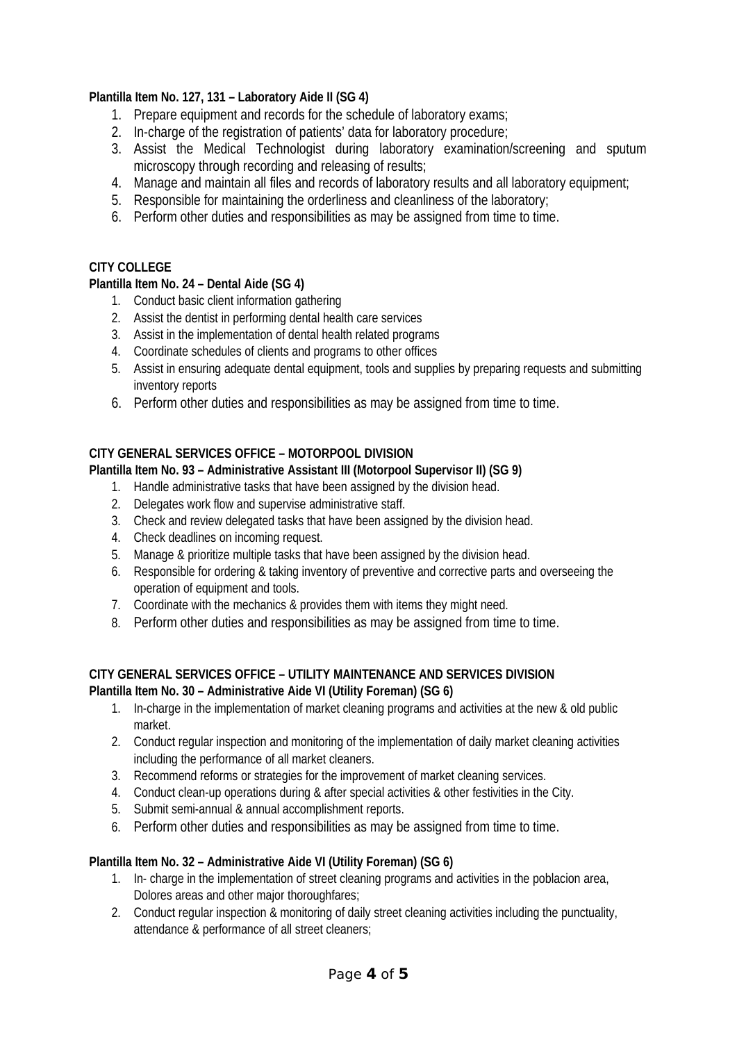**Plantilla Item No. 127, 131 – Laboratory Aide II (SG 4)**

1. Prepare equipment and records for the schedule of laboratory exams;
2. In-charge of the registration of patients' data for laboratory procedure;
3. Assist the Medical Technologist during laboratory examination/screening and sputum microscopy through recording and releasing of results;
4. Manage and maintain all files and records of laboratory results and all laboratory equipment;
5. Responsible for maintaining the orderliness and cleanliness of the laboratory;
6. Perform other duties and responsibilities as may be assigned from time to time.

**CITY COLLEGE**

**Plantilla Item No. 24 – Dental Aide (SG 4)**

1. Conduct basic client information gathering
2. Assist the dentist in performing dental health care services
3. Assist in the implementation of dental health related programs
4. Coordinate schedules of clients and programs to other offices
5. Assist in ensuring adequate dental equipment, tools and supplies by preparing requests and submitting inventory reports
6. Perform other duties and responsibilities as may be assigned from time to time.

**CITY GENERAL SERVICES OFFICE – MOTORPOOL DIVISION**

**Plantilla Item No. 93 – Administrative Assistant III (Motorpool Supervisor II) (SG 9)**

1. Handle administrative tasks that have been assigned by the division head.
2. Delegates work flow and supervise administrative staff.
3. Check and review delegated tasks that have been assigned by the division head.
4. Check deadlines on incoming request.
5. Manage & prioritize multiple tasks that have been assigned by the division head.
6. Responsible for ordering & taking inventory of preventive and corrective parts and overseeing the operation of equipment and tools.
7. Coordinate with the mechanics & provides them with items they might need.
8. Perform other duties and responsibilities as may be assigned from time to time.

**CITY GENERAL SERVICES OFFICE – UTILITY MAINTENANCE AND SERVICES DIVISION**

**Plantilla Item No. 30 – Administrative Aide VI (Utility Foreman) (SG 6)**

1. In-charge in the implementation of market cleaning programs and activities at the new & old public market.
2. Conduct regular inspection and monitoring of the implementation of daily market cleaning activities including the performance of all market cleaners.
3. Recommend reforms or strategies for the improvement of market cleaning services.
4. Conduct clean-up operations during & after special activities & other festivities in the City.
5. Submit semi-annual & annual accomplishment reports.
6. Perform other duties and responsibilities as may be assigned from time to time.

**Plantilla Item No. 32 – Administrative Aide VI (Utility Foreman) (SG 6)**

1. In- charge in the implementation of street cleaning programs and activities in the poblacion area, Dolores areas and other major thoroughfares;
2. Conduct regular inspection & monitoring of daily street cleaning activities including the punctuality, attendance & performance of all street cleaners;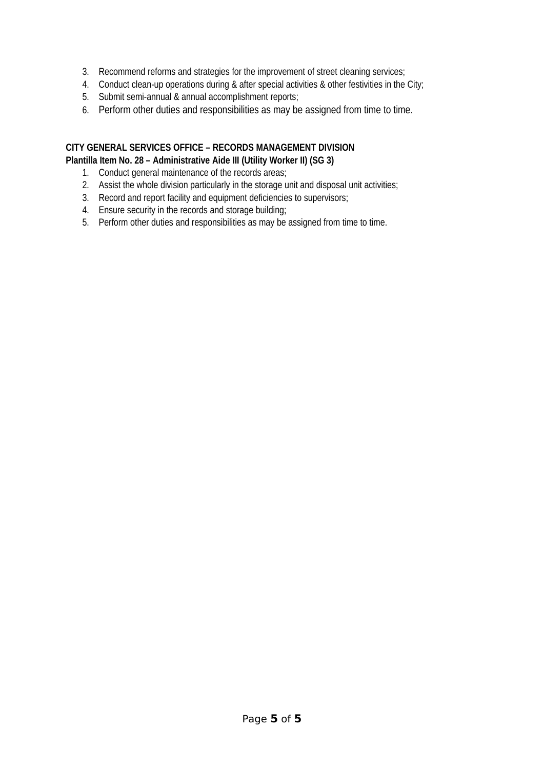3. Recommend reforms and strategies for the improvement of street cleaning services;
4. Conduct clean-up operations during & after special activities & other festivities in the City;
5. Submit semi-annual & annual accomplishment reports;
6. Perform other duties and responsibilities as may be assigned from time to time.

**CITY GENERAL SERVICES OFFICE – RECORDS MANAGEMENT DIVISION**
**Plantilla Item No. 28 – Administrative Aide III (Utility Worker II) (SG 3)**

1. Conduct general maintenance of the records areas;
2. Assist the whole division particularly in the storage unit and disposal unit activities;
3. Record and report facility and equipment deficiencies to supervisors;
4. Ensure security in the records and storage building;
5. Perform other duties and responsibilities as may be assigned from time to time.